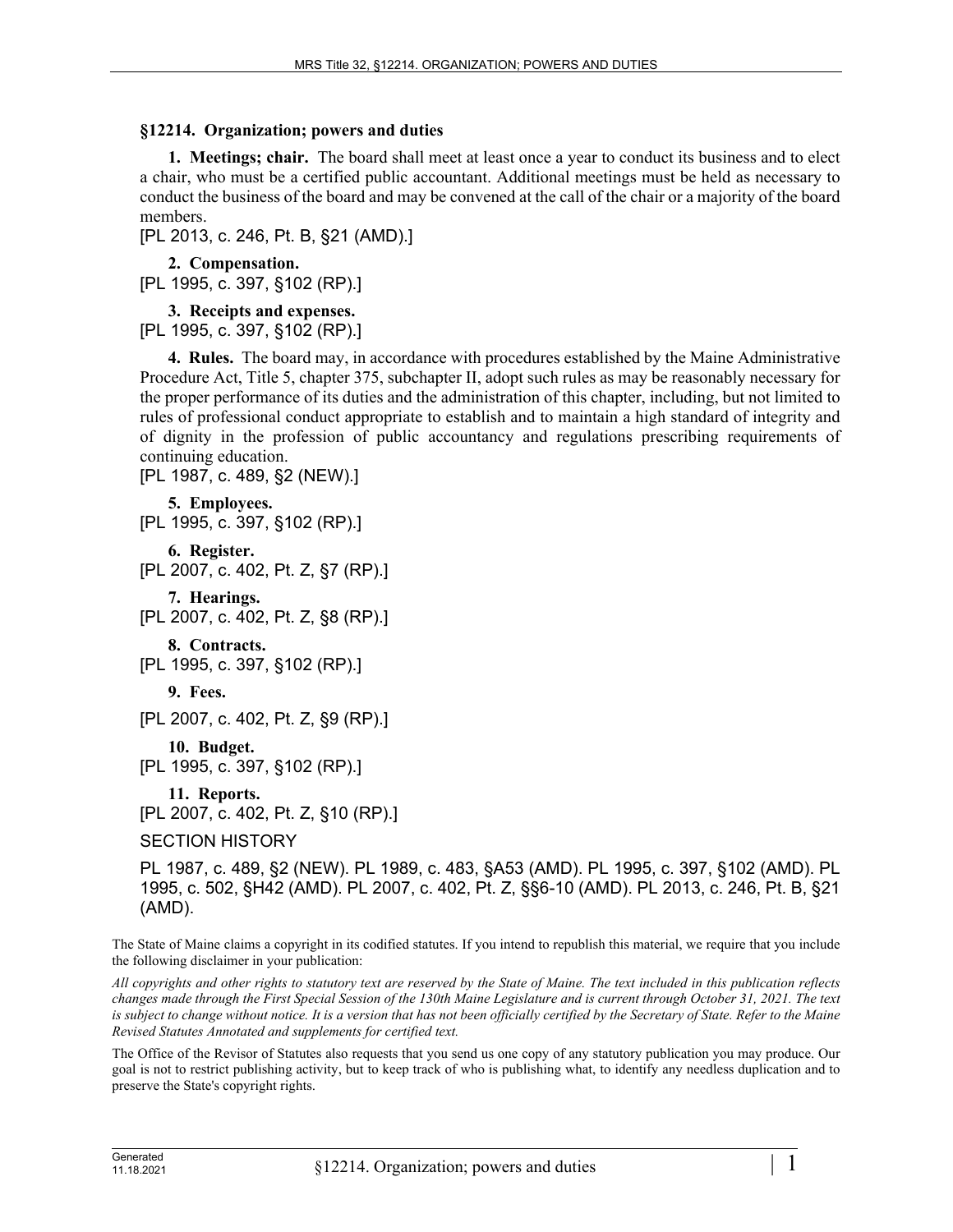## §12214. Organization; powers and duties

**1. Meetings; chair.** The board shall meet at least once a year to conduct its business and to elect a chair, who must be a certified public accountant. Additional meetings must be held as necessary to conduct the business of the board and may be convened at the call of the chair or a majority of the board members.

[PL 2013, c. 246, Pt. B, §21 (AMD).]

**2. Compensation.**

[PL 1995, c. 397, §102 (RP).]

**3. Receipts and expenses.**

[PL 1995, c. 397, §102 (RP).]

**4. Rules.** The board may, in accordance with procedures established by the Maine Administrative Procedure Act, Title 5, chapter 375, subchapter II, adopt such rules as may be reasonably necessary for the proper performance of its duties and the administration of this chapter, including, but not limited to rules of professional conduct appropriate to establish and to maintain a high standard of integrity and of dignity in the profession of public accountancy and regulations prescribing requirements of continuing education.

[PL 1987, c. 489, §2 (NEW).]

**5. Employees.**

[PL 1995, c. 397, §102 (RP).]

**6. Register.**

[PL 2007, c. 402, Pt. Z, §7 (RP).]

**7. Hearings.**

[PL 2007, c. 402, Pt. Z, §8 (RP).]

**8. Contracts.**

[PL 1995, c. 397, §102 (RP).]

**9. Fees.**

[PL 2007, c. 402, Pt. Z, §9 (RP).]

**10. Budget.**

[PL 1995, c. 397, §102 (RP).]

**11. Reports.**

[PL 2007, c. 402, Pt. Z, §10 (RP).]

SECTION HISTORY

PL 1987, c. 489, §2 (NEW). PL 1989, c. 483, §A53 (AMD). PL 1995, c. 397, §102 (AMD). PL 1995, c. 502, §H42 (AMD). PL 2007, c. 402, Pt. Z, §§6-10 (AMD). PL 2013, c. 246, Pt. B, §21 (AMD).

The State of Maine claims a copyright in its codified statutes. If you intend to republish this material, we require that you include the following disclaimer in your publication:

*All copyrights and other rights to statutory text are reserved by the State of Maine. The text included in this publication reflects changes made through the First Special Session of the 130th Maine Legislature and is current through October 31, 2021. The text is subject to change without notice. It is a version that has not been officially certified by the Secretary of State. Refer to the Maine Revised Statutes Annotated and supplements for certified text.*

The Office of the Revisor of Statutes also requests that you send us one copy of any statutory publication you may produce. Our goal is not to restrict publishing activity, but to keep track of who is publishing what, to identify any needless duplication and to preserve the State's copyright rights.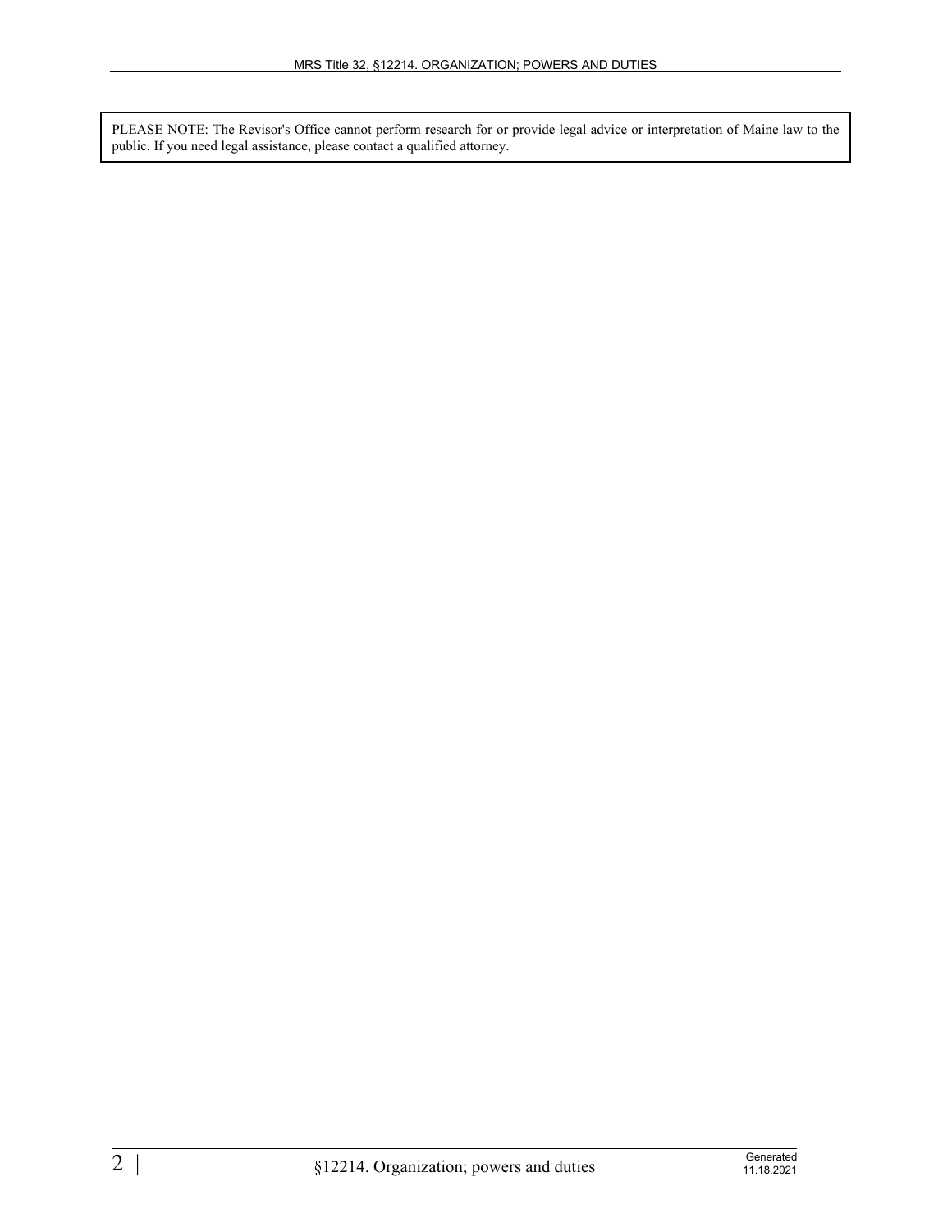PLEASE NOTE: The Revisor's Office cannot perform research for or provide legal advice or interpretation of Maine law to the public. If you need legal assistance, please contact a qualified attorney.